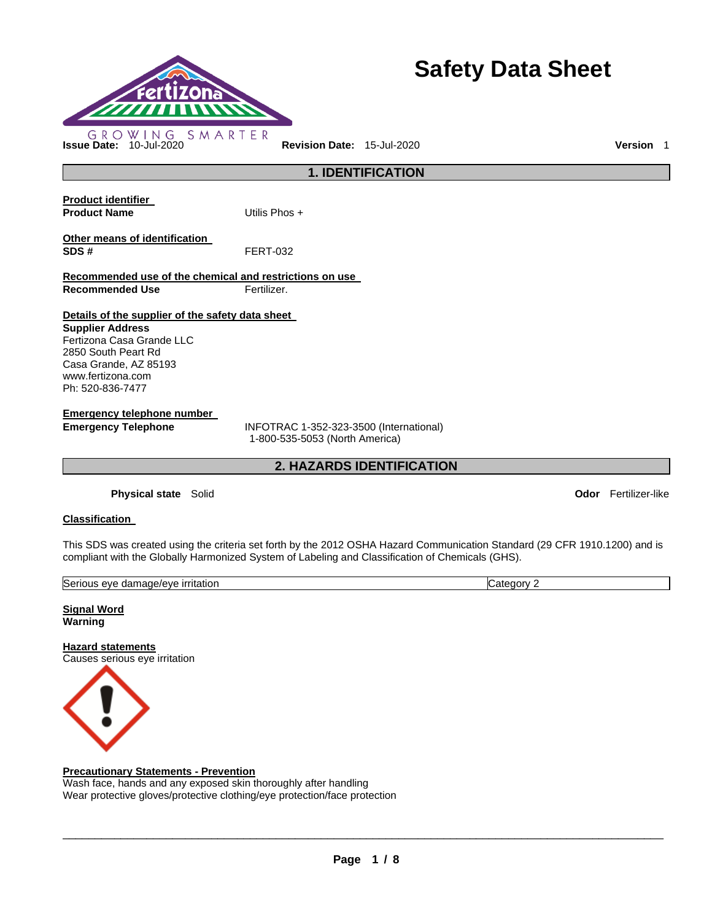# Safety Data Sheet

GROWING SMARTER

**Issue Date:** 10-Jul-2020 **Revision Date:** 15-Jul-2020 **Version** 1

## 1. IDENTIFICATION

**Product identifier**

**Product Name** Utilis Phos +

**Other means of identification**

**SDS #** FERT-032

**Recommended use of the chemical and restrictions on use**

**Recommended Use** Fertilizer.

**Details of the supplier of the safety data sheet**

**Supplier Address**
Fertizona Casa Grande LLC
2850 South Peart Rd
Casa Grande, AZ 85193
www.fertizona.com
Ph: 520-836-7477

**Emergency telephone number**

**Emergency Telephone** INFOTRAC 1-352-323-3500 (International)
1-800-535-5053 (North America)

## 2. HAZARDS IDENTIFICATION

**Physical state** Solid **Odor** Fertilizer-like

**Classification**

This SDS was created using the criteria set forth by the 2012 OSHA Hazard Communication Standard (29 CFR 1910.1200) and is compliant with the Globally Harmonized System of Labeling and Classification of Chemicals (GHS).

| Serious eye damage/eye irritation | Category 2 |
|---|---|

**Signal Word**
**Warning**

**Hazard statements**
Causes serious eye irritation

**Precautionary Statements - Prevention**
Wash face, hands and any exposed skin thoroughly after handling
Wear protective gloves/protective clothing/eye protection/face protection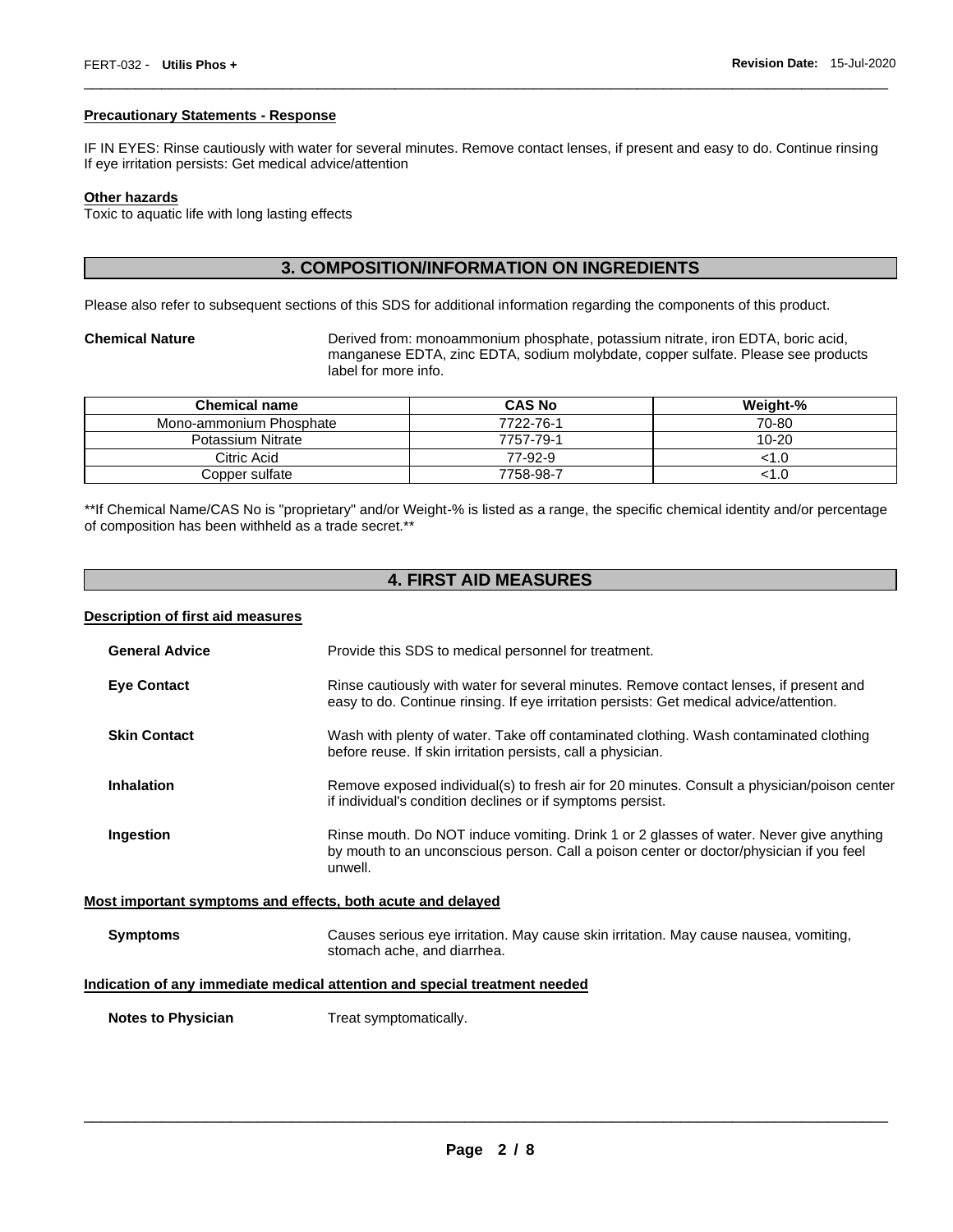#### Precautionary Statements - Response

IF IN EYES: Rinse cautiously with water for several minutes. Remove contact lenses, if present and easy to do. Continue rinsing
If eye irritation persists: Get medical advice/attention

#### Other hazards

Toxic to aquatic life with long lasting effects

## 3. COMPOSITION/INFORMATION ON INGREDIENTS

Please also refer to subsequent sections of this SDS for additional information regarding the components of this product.

**Chemical Nature** Derived from: monoammonium phosphate, potassium nitrate, iron EDTA, boric acid, manganese EDTA, zinc EDTA, sodium molybdate, copper sulfate. Please see products label for more info.

| Chemical name | CAS No | Weight-% |
|---|---|---|
| Mono-ammonium Phosphate | 7722-76-1 | 70-80 |
| Potassium Nitrate | 7757-79-1 | 10-20 |
| Citric Acid | 77-92-9 | <1.0 |
| Copper sulfate | 7758-98-7 | <1.0 |

**If Chemical Name/CAS No is "proprietary" and/or Weight-% is listed as a range, the specific chemical identity and/or percentage of composition has been withheld as a trade secret.**

## 4. FIRST AID MEASURES

#### Description of first aid measures

**General Advice** Provide this SDS to medical personnel for treatment.

**Eye Contact** Rinse cautiously with water for several minutes. Remove contact lenses, if present and easy to do. Continue rinsing. If eye irritation persists: Get medical advice/attention.

**Skin Contact** Wash with plenty of water. Take off contaminated clothing. Wash contaminated clothing before reuse. If skin irritation persists, call a physician.

**Inhalation** Remove exposed individual(s) to fresh air for 20 minutes. Consult a physician/poison center if individual's condition declines or if symptoms persist.

**Ingestion** Rinse mouth. Do NOT induce vomiting. Drink 1 or 2 glasses of water. Never give anything by mouth to an unconscious person. Call a poison center or doctor/physician if you feel unwell.

#### Most important symptoms and effects, both acute and delayed

**Symptoms** Causes serious eye irritation. May cause skin irritation. May cause nausea, vomiting, stomach ache, and diarrhea.

#### Indication of any immediate medical attention and special treatment needed

**Notes to Physician** Treat symptomatically.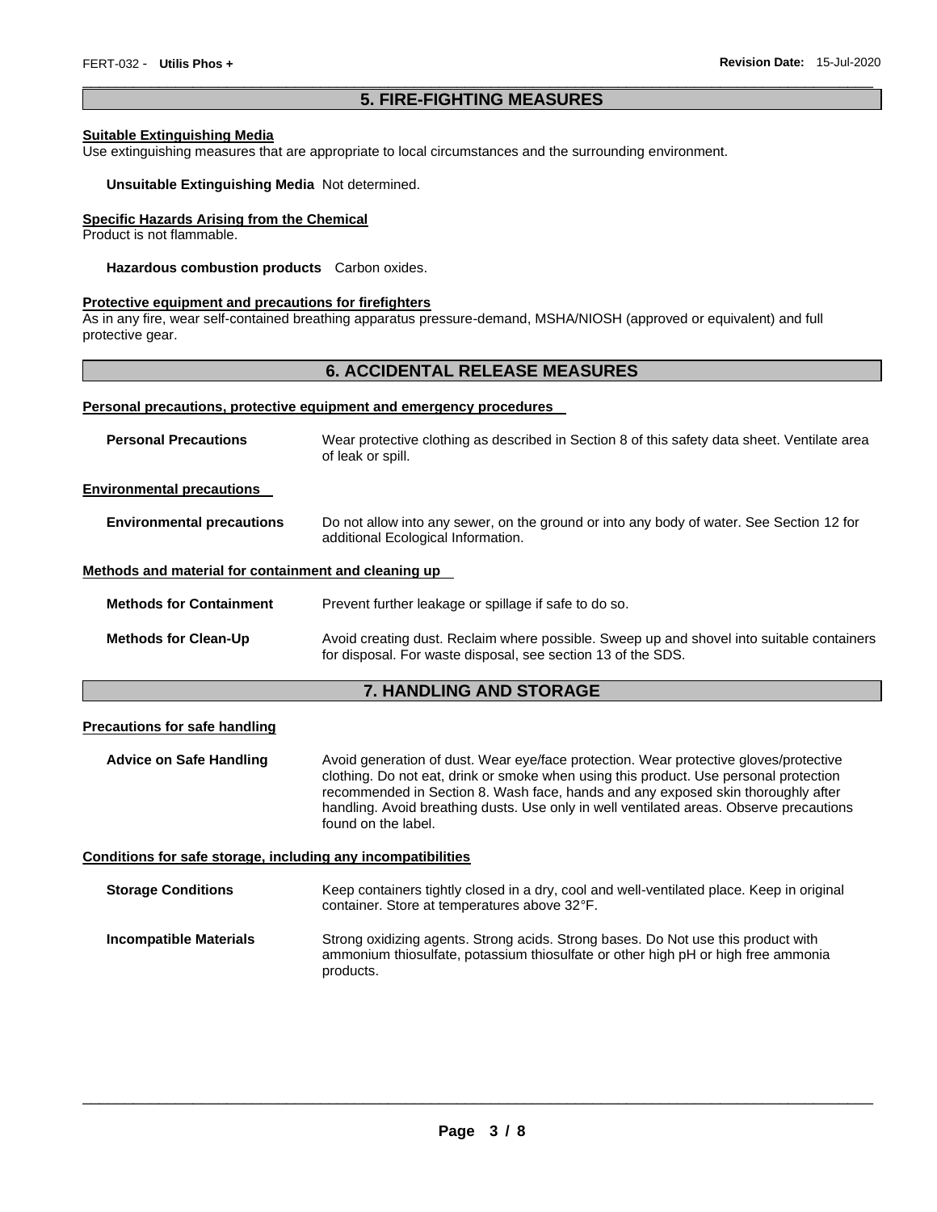## 5. FIRE-FIGHTING MEASURES

**Suitable Extinguishing Media**

Use extinguishing measures that are appropriate to local circumstances and the surrounding environment.

**Unsuitable Extinguishing Media** Not determined.

**Specific Hazards Arising from the Chemical**

Product is not flammable.

**Hazardous combustion products** Carbon oxides.

**Protective equipment and precautions for firefighters**

As in any fire, wear self-contained breathing apparatus pressure-demand, MSHA/NIOSH (approved or equivalent) and full protective gear.

## 6. ACCIDENTAL RELEASE MEASURES

**Personal precautions, protective equipment and emergency procedures**

**Personal Precautions** Wear protective clothing as described in Section 8 of this safety data sheet. Ventilate area of leak or spill.

**Environmental precautions**

**Environmental precautions** Do not allow into any sewer, on the ground or into any body of water. See Section 12 for additional Ecological Information.

**Methods and material for containment and cleaning up**

**Methods for Containment** Prevent further leakage or spillage if safe to do so.

**Methods for Clean-Up** Avoid creating dust. Reclaim where possible. Sweep up and shovel into suitable containers for disposal. For waste disposal, see section 13 of the SDS.

## 7. HANDLING AND STORAGE

**Precautions for safe handling**

**Advice on Safe Handling** Avoid generation of dust. Wear eye/face protection. Wear protective gloves/protective clothing. Do not eat, drink or smoke when using this product. Use personal protection recommended in Section 8. Wash face, hands and any exposed skin thoroughly after handling. Avoid breathing dusts. Use only in well ventilated areas. Observe precautions found on the label.

**Conditions for safe storage, including any incompatibilities**

**Storage Conditions** Keep containers tightly closed in a dry, cool and well-ventilated place. Keep in original container. Store at temperatures above 32°F.

**Incompatible Materials** Strong oxidizing agents. Strong acids. Strong bases. Do Not use this product with ammonium thiosulfate, potassium thiosulfate or other high pH or high free ammonia products.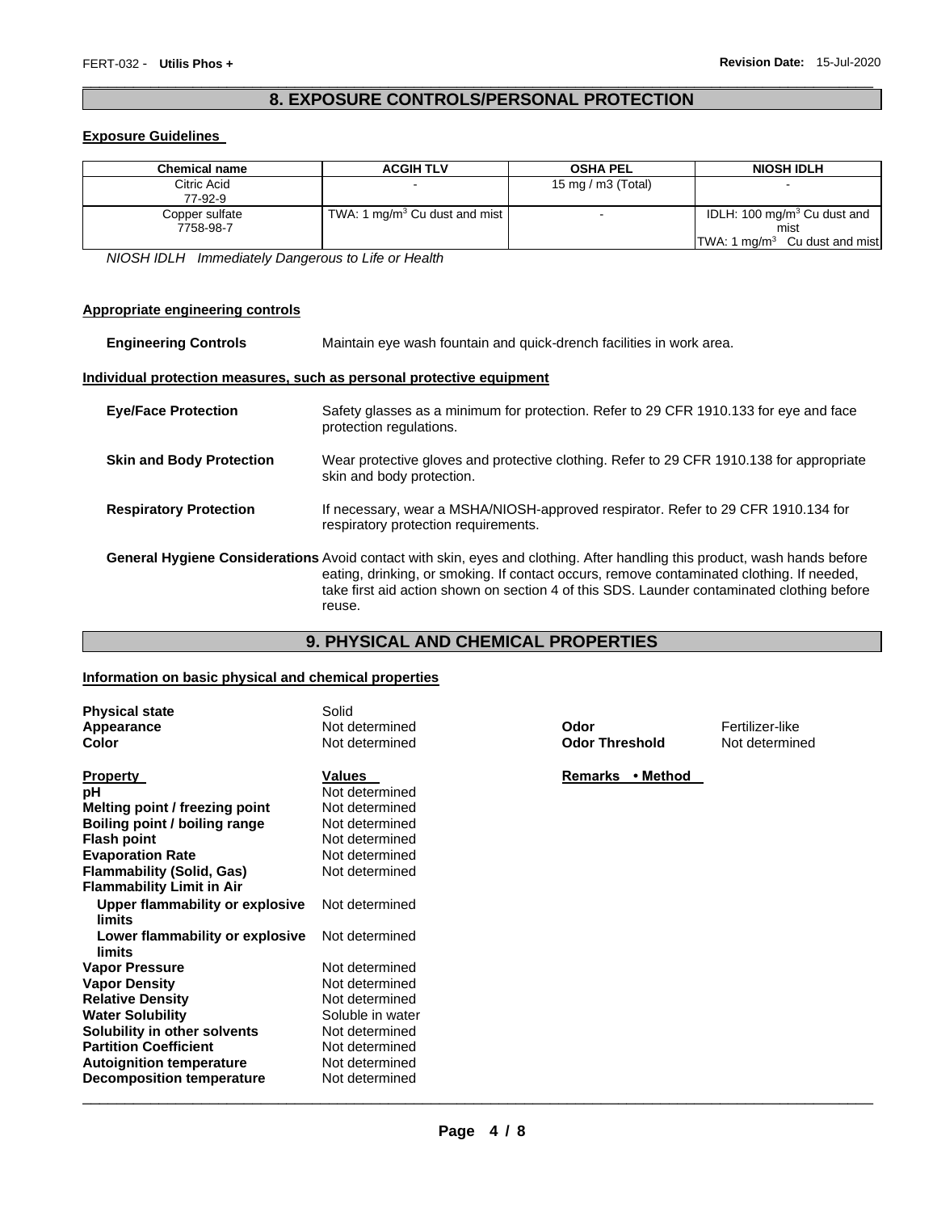## 8. EXPOSURE CONTROLS/PERSONAL PROTECTION

### Exposure Guidelines

| Chemical name | ACGIH TLV | OSHA PEL | NIOSH IDLH |
|---|---|---|---|
| Citric Acid<br>77-92-9 | - | 15 mg / m3 (Total) | - |
| Copper sulfate<br>7758-98-7 | TWA: 1 $mg/m^3$ Cu dust and mist | - | IDLH: 100 $mg/m^3$ Cu dust and mist<br>TWA: 1 $mg/m^3$ Cu dust and mist |

*NIOSH IDLH Immediately Dangerous to Life or Health*

### Appropriate engineering controls

**Engineering Controls** Maintain eye wash fountain and quick-drench facilities in work area.

### Individual protection measures, such as personal protective equipment

**Eye/Face Protection** Safety glasses as a minimum for protection. Refer to 29 CFR 1910.133 for eye and face protection regulations.

**Skin and Body Protection** Wear protective gloves and protective clothing. Refer to 29 CFR 1910.138 for appropriate skin and body protection.

**Respiratory Protection** If necessary, wear a MSHA/NIOSH-approved respirator. Refer to 29 CFR 1910.134 for respiratory protection requirements.

**General Hygiene Considerations** Avoid contact with skin, eyes and clothing. After handling this product, wash hands before eating, drinking, or smoking. If contact occurs, remove contaminated clothing. If needed, take first aid action shown on section 4 of this SDS. Launder contaminated clothing before reuse.

## 9. PHYSICAL AND CHEMICAL PROPERTIES

### Information on basic physical and chemical properties

**Physical state** Solid
**Appearance** Not determined
**Color** Not determined
**Odor** Fertilizer-like
**Odor Threshold** Not determined

| Property | Values | Remarks • Method |
|---|---|---|
| **pH** | Not determined | |
| **Melting point / freezing point** | Not determined | |
| **Boiling point / boiling range** | Not determined | |
| **Flash point** | Not determined | |
| **Evaporation Rate** | Not determined | |
| **Flammability (Solid, Gas)** | Not determined | |
| **Flammability Limit in Air** | | |
| **Upper flammability or explosive limits** | Not determined | |
| **Lower flammability or explosive limits** | Not determined | |
| **Vapor Pressure** | Not determined | |
| **Vapor Density** | Not determined | |
| **Relative Density** | Not determined | |
| **Water Solubility** | Soluble in water | |
| **Solubility in other solvents** | Not determined | |
| **Partition Coefficient** | Not determined | |
| **Autoignition temperature** | Not determined | |
| **Decomposition temperature** | Not determined | |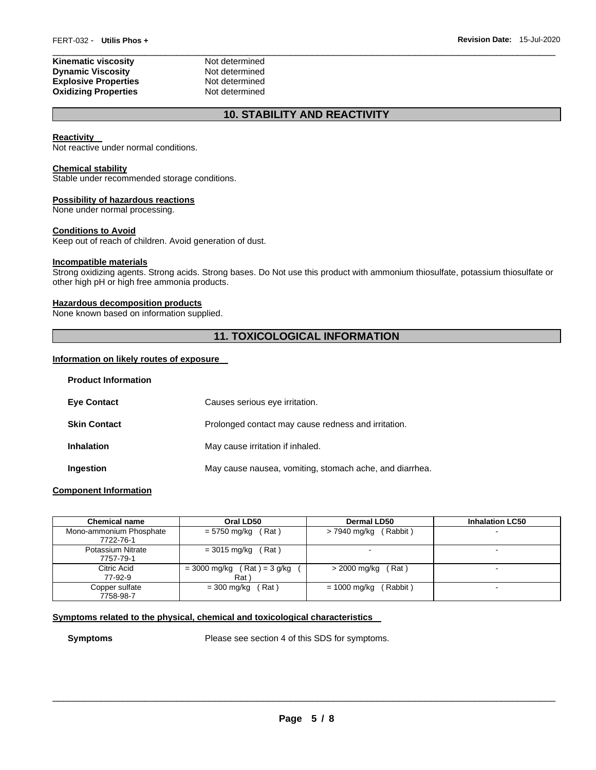| | |
|---|---|
| **Kinematic viscosity** | Not determined |
| **Dynamic Viscosity** | Not determined |
| **Explosive Properties** | Not determined |
| **Oxidizing Properties** | Not determined |

## 10. STABILITY AND REACTIVITY

**Reactivity**
Not reactive under normal conditions.

**Chemical stability**
Stable under recommended storage conditions.

**Possibility of hazardous reactions**
None under normal processing.

**Conditions to Avoid**
Keep out of reach of children. Avoid generation of dust.

**Incompatible materials**
Strong oxidizing agents. Strong acids. Strong bases. Do Not use this product with ammonium thiosulfate, potassium thiosulfate or other high pH or high free ammonia products.

**Hazardous decomposition products**
None known based on information supplied.

## 11. TOXICOLOGICAL INFORMATION

**Information on likely routes of exposure**

**Product Information**

**Eye Contact** Causes serious eye irritation.

**Skin Contact** Prolonged contact may cause redness and irritation.

**Inhalation** May cause irritation if inhaled.

**Ingestion** May cause nausea, vomiting, stomach ache, and diarrhea.

**Component Information**

| Chemical name | Oral LD50 | Dermal LD50 | Inhalation LC50 |
|---|---|---|---|
| Mono-ammonium Phosphate 7722-76-1 | = 5750 mg/kg ( Rat ) | > 7940 mg/kg ( Rabbit ) | - |
| Potassium Nitrate 7757-79-1 | = 3015 mg/kg ( Rat ) | - | - |
| Citric Acid 77-92-9 | = 3000 mg/kg ( Rat ) = 3 g/kg ( Rat ) | > 2000 mg/kg ( Rat ) | - |
| Copper sulfate 7758-98-7 | = 300 mg/kg ( Rat ) | = 1000 mg/kg ( Rabbit ) | - |

**Symptoms related to the physical, chemical and toxicological characteristics**

**Symptoms** Please see section 4 of this SDS for symptoms.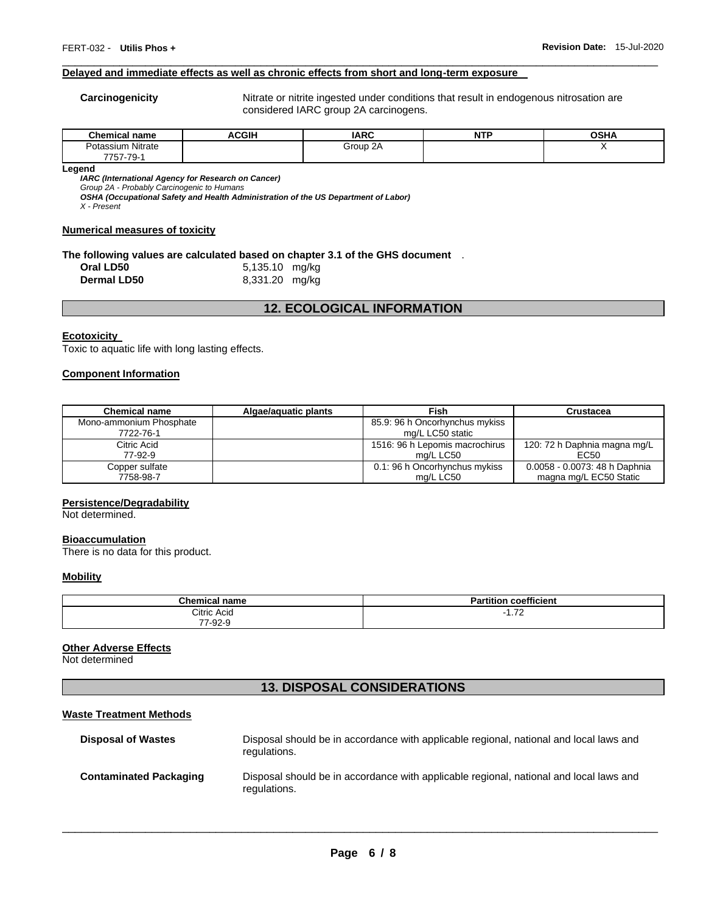#### Delayed and immediate effects as well as chronic effects from short and long-term exposure

**Carcinogenicity** Nitrate or nitrite ingested under conditions that result in endogenous nitrosation are considered IARC group 2A carcinogens.

| Chemical name | ACGIH | IARC | NTP | OSHA |
|---|---|---|---|---|
| Potassium Nitrate 7757-79-1 | | Group 2A | | X |

**Legend**

***IARC (International Agency for Research on Cancer)***
*Group 2A - Probably Carcinogenic to Humans*
***OSHA (Occupational Safety and Health Administration of the US Department of Labor)***
*X - Present*

#### Numerical measures of toxicity

**The following values are calculated based on chapter 3.1 of the GHS document** .

**Oral LD50** 5,135.10 mg/kg
**Dermal LD50** 8,331.20 mg/kg

## 12. ECOLOGICAL INFORMATION

#### Ecotoxicity

Toxic to aquatic life with long lasting effects.

#### Component Information

| Chemical name | Algae/aquatic plants | Fish | Crustacea |
|---|---|---|---|
| Mono-ammonium Phosphate 7722-76-1 | | 85.9: 96 h Oncorhynchus mykiss mg/L LC50 static | |
| Citric Acid 77-92-9 | | 1516: 96 h Lepomis macrochirus mg/L LC50 | 120: 72 h Daphnia magna mg/L EC50 |
| Copper sulfate 7758-98-7 | | 0.1: 96 h Oncorhynchus mykiss mg/L LC50 | 0.0058 - 0.0073: 48 h Daphnia magna mg/L EC50 Static |

#### Persistence/Degradability

Not determined.

#### Bioaccumulation

There is no data for this product.

#### Mobility

| Chemical name | Partition coefficient |
|---|---|
| Citric Acid 77-92-9 | -1.72 |

#### Other Adverse Effects

Not determined

## 13. DISPOSAL CONSIDERATIONS

#### Waste Treatment Methods

**Disposal of Wastes** Disposal should be in accordance with applicable regional, national and local laws and regulations.

**Contaminated Packaging** Disposal should be in accordance with applicable regional, national and local laws and regulations.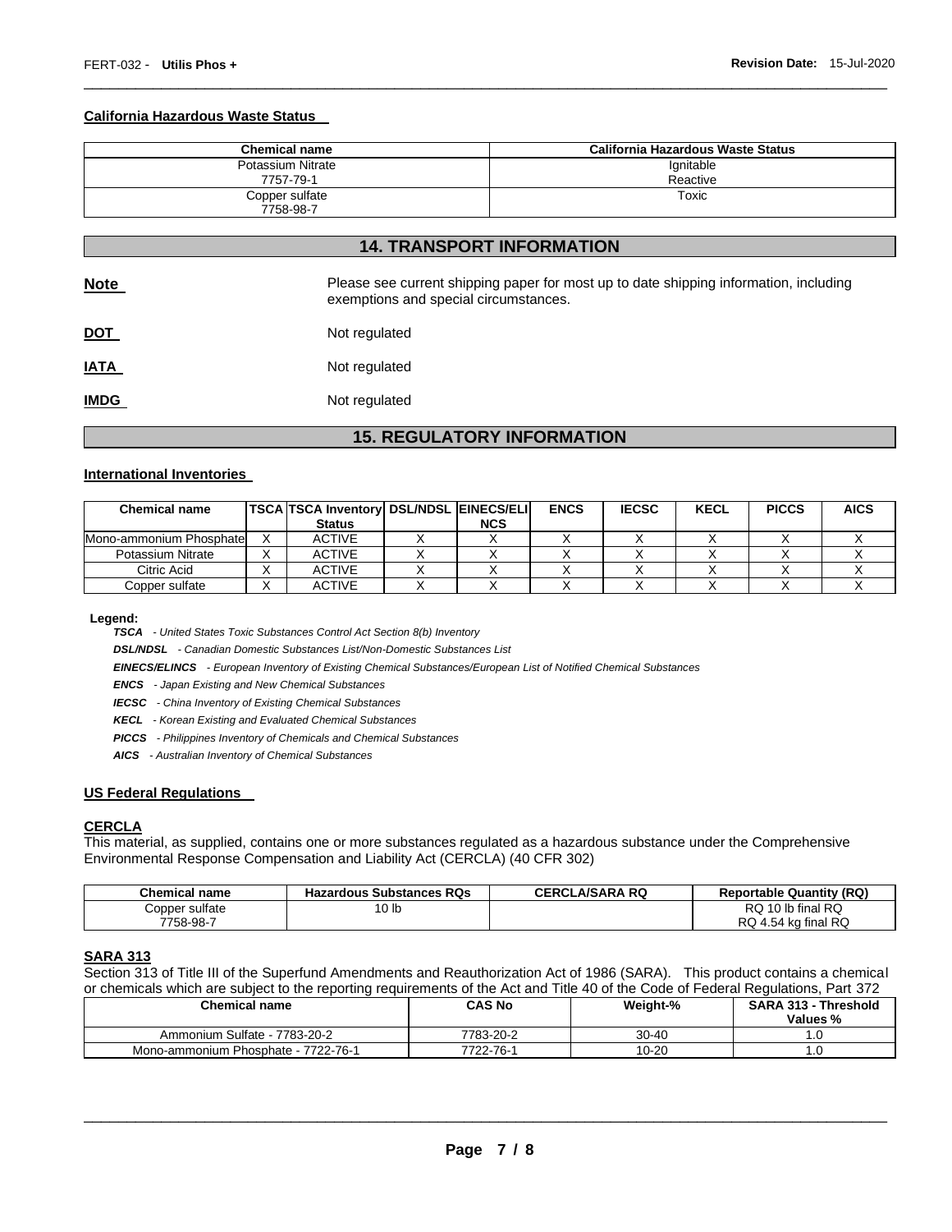#### California Hazardous Waste Status

| Chemical name | California Hazardous Waste Status |
|---|---|
| Potassium Nitrate<br>7757-79-1 | Ignitable<br>Reactive |
| Copper sulfate<br>7758-98-7 | Toxic |

## 14. TRANSPORT INFORMATION

**Note** Please see current shipping paper for most up to date shipping information, including exemptions and special circumstances.

**DOT** Not regulated

**IATA** Not regulated

**IMDG** Not regulated

## 15. REGULATORY INFORMATION

#### International Inventories

| Chemical name | TSCA | TSCA Inventory Status | DSL/NDSL | EINECS/ELINCS | ENCS | IECSC | KECL | PICCS | AICS |
|---|---|---|---|---|---|---|---|---|---|
| Mono-ammonium Phosphate | X | ACTIVE | X | X | X | X | X | X | X |
| Potassium Nitrate | X | ACTIVE | X | X | X | X | X | X | X |
| Citric Acid | X | ACTIVE | X | X | X | X | X | X | X |
| Copper sulfate | X | ACTIVE | X | X | X | X | X | X | X |

**Legend:**

***TSCA*** *- United States Toxic Substances Control Act Section 8(b) Inventory*

***DSL/NDSL*** *- Canadian Domestic Substances List/Non-Domestic Substances List*

***EINECS/ELINCS*** *- European Inventory of Existing Chemical Substances/European List of Notified Chemical Substances*

***ENCS*** *- Japan Existing and New Chemical Substances*

***IECSC*** *- China Inventory of Existing Chemical Substances*

***KECL*** *- Korean Existing and Evaluated Chemical Substances*

***PICCS*** *- Philippines Inventory of Chemicals and Chemical Substances*

***AICS*** *- Australian Inventory of Chemical Substances*

#### US Federal Regulations

#### CERCLA

This material, as supplied, contains one or more substances regulated as a hazardous substance under the Comprehensive Environmental Response Compensation and Liability Act (CERCLA) (40 CFR 302)

| Chemical name | Hazardous Substances RQs | CERCLA/SARA RQ | Reportable Quantity (RQ) |
|---|---|---|---|
| Copper sulfate<br>7758-98-7 | 10 lb | | RQ 10 lb final RQ<br>RQ 4.54 kg final RQ |

#### SARA 313

Section 313 of Title III of the Superfund Amendments and Reauthorization Act of 1986 (SARA). This product contains a chemical or chemicals which are subject to the reporting requirements of the Act and Title 40 of the Code of Federal Regulations, Part 372

| Chemical name | CAS No | Weight-% | SARA 313 - Threshold Values % |
|---|---|---|---|
| Ammonium Sulfate - 7783-20-2 | 7783-20-2 | 30-40 | 1.0 |
| Mono-ammonium Phosphate - 7722-76-1 | 7722-76-1 | 10-20 | 1.0 |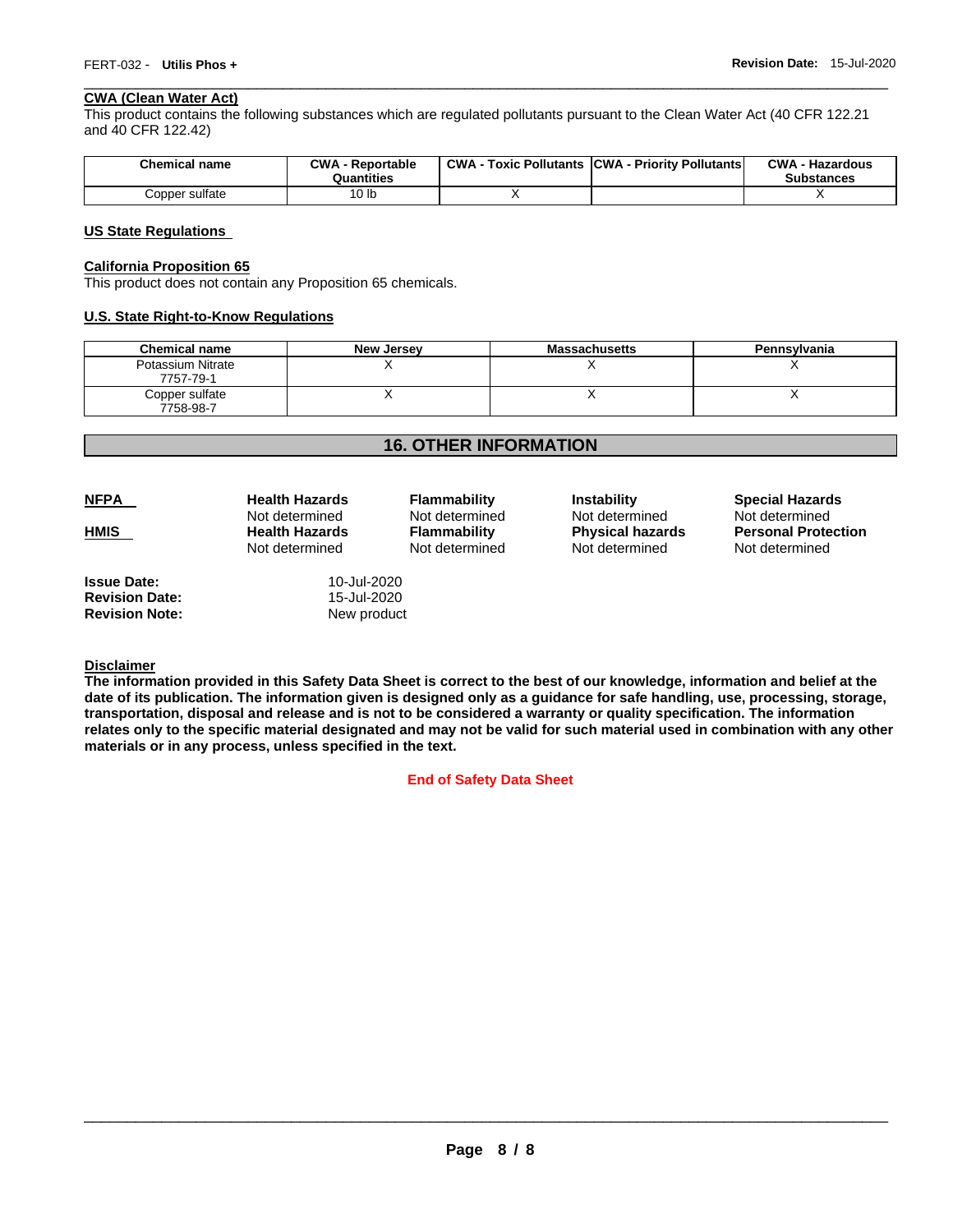#### CWA (Clean Water Act)

This product contains the following substances which are regulated pollutants pursuant to the Clean Water Act (40 CFR 122.21 and 40 CFR 122.42)

| Chemical name | CWA - Reportable Quantities | CWA - Toxic Pollutants | CWA - Priority Pollutants | CWA - Hazardous Substances |
|---|---|---|---|---|
| Copper sulfate | 10 lb | X | | X |

#### US State Regulations

#### California Proposition 65

This product does not contain any Proposition 65 chemicals.

#### U.S. State Right-to-Know Regulations

| Chemical name | New Jersey | Massachusetts | Pennsylvania |
|---|---|---|---|
| Potassium Nitrate 7757-79-1 | X | X | X |
| Copper sulfate 7758-98-7 | X | X | X |

## 16. OTHER INFORMATION

| | | | | |
|---|---|---|---|---|
| **NFPA** | **Health Hazards** Not determined | **Flammability** Not determined | **Instability** Not determined | **Special Hazards** Not determined |
| **HMIS** | **Health Hazards** Not determined | **Flammability** Not determined | **Physical hazards** Not determined | **Personal Protection** Not determined |

**Issue Date:** 10-Jul-2020
**Revision Date:** 15-Jul-2020
**Revision Note:** New product

#### Disclaimer

**The information provided in this Safety Data Sheet is correct to the best of our knowledge, information and belief at the date of its publication. The information given is designed only as a guidance for safe handling, use, processing, storage, transportation, disposal and release and is not to be considered a warranty or quality specification. The information relates only to the specific material designated and may not be valid for such material used in combination with any other materials or in any process, unless specified in the text.**

**End of Safety Data Sheet**